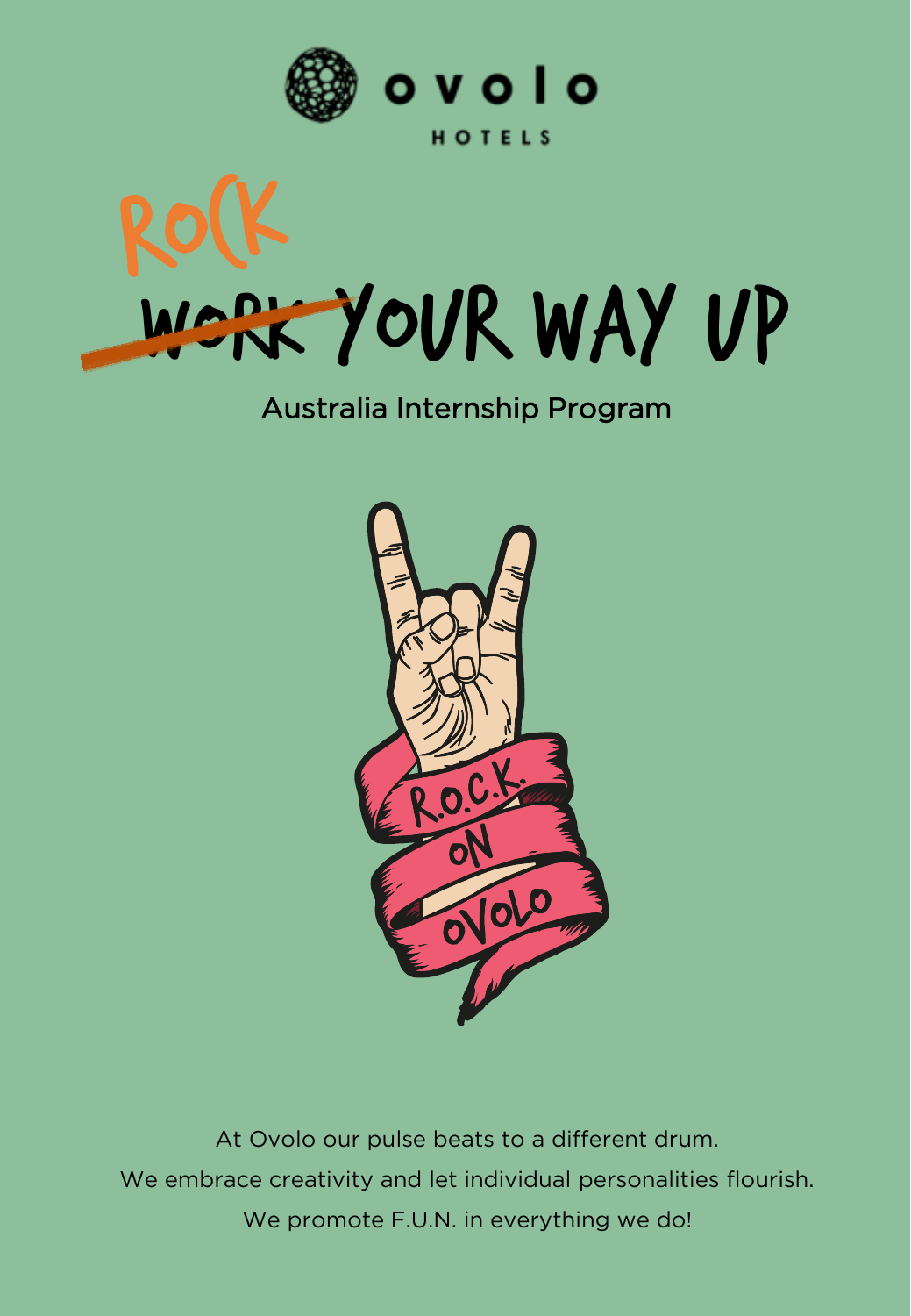ovolo

HOTELS

# ~~WORK~~ ROCK YOUR WAY UP

Australia Internship Program

R.O.C.K. ON OVOLO

At Ovolo our pulse beats to a different drum.

We embrace creativity and let individual personalities flourish.

We promote F.U.N. in everything we do!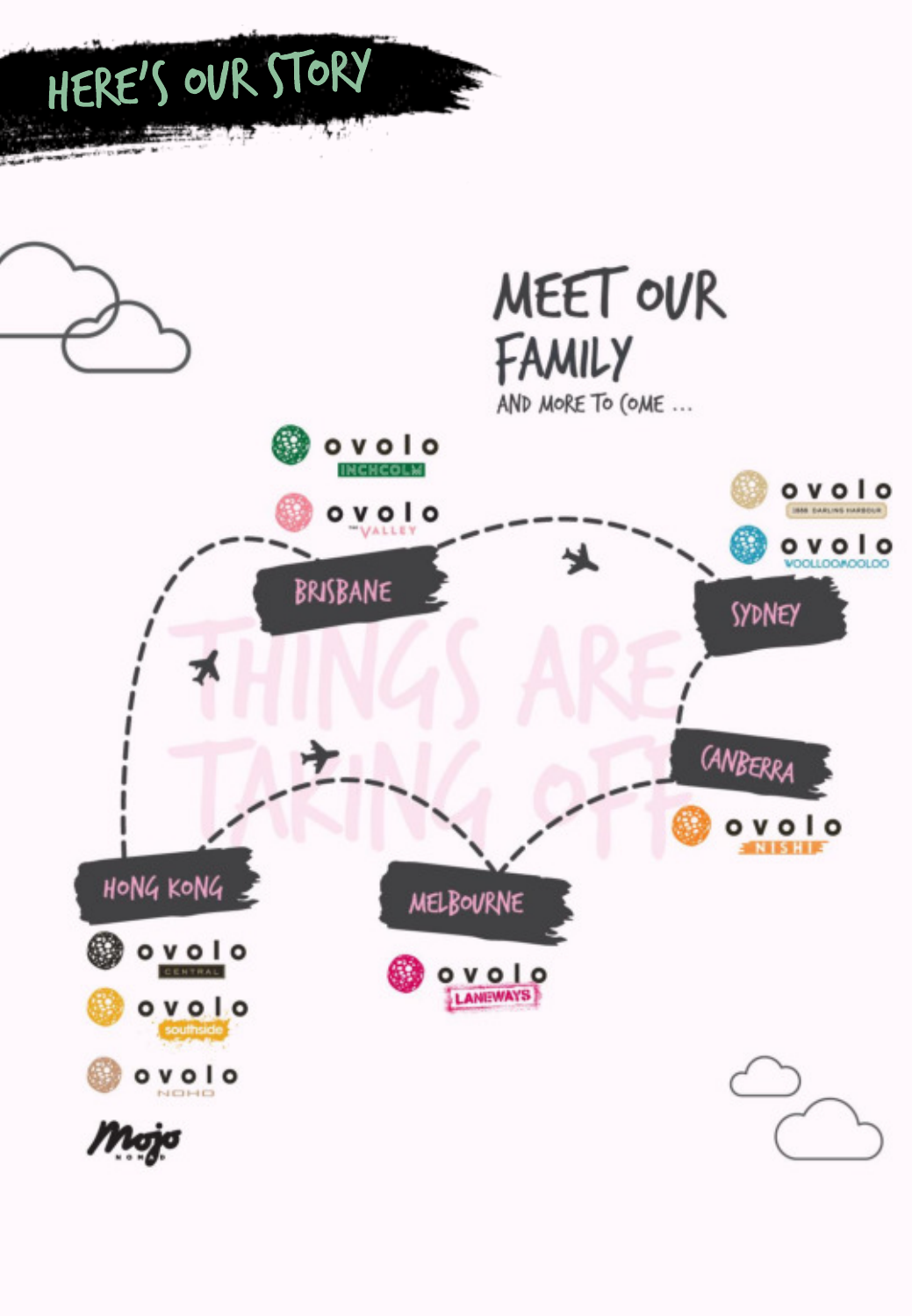# HERE'S OUR STORY

## MEET OUR FAMILY

AND MORE TO COME ...

THINGS ARE TAKING OFF

**BRISBANE**
- ovolo INCHCOLM
- ovolo THE VALLEY

**SYDNEY**
- ovolo 1888 DARLING HARBOUR
- ovolo WOOLLOOMOOLOO

**CANBERRA**
- ovolo NISHI

**HONG KONG**
- ovolo CENTRAL
- ovolo southside
- ovolo NOHO
- Mojo NOMAD

**MELBOURNE**
- ovolo LANEWAYS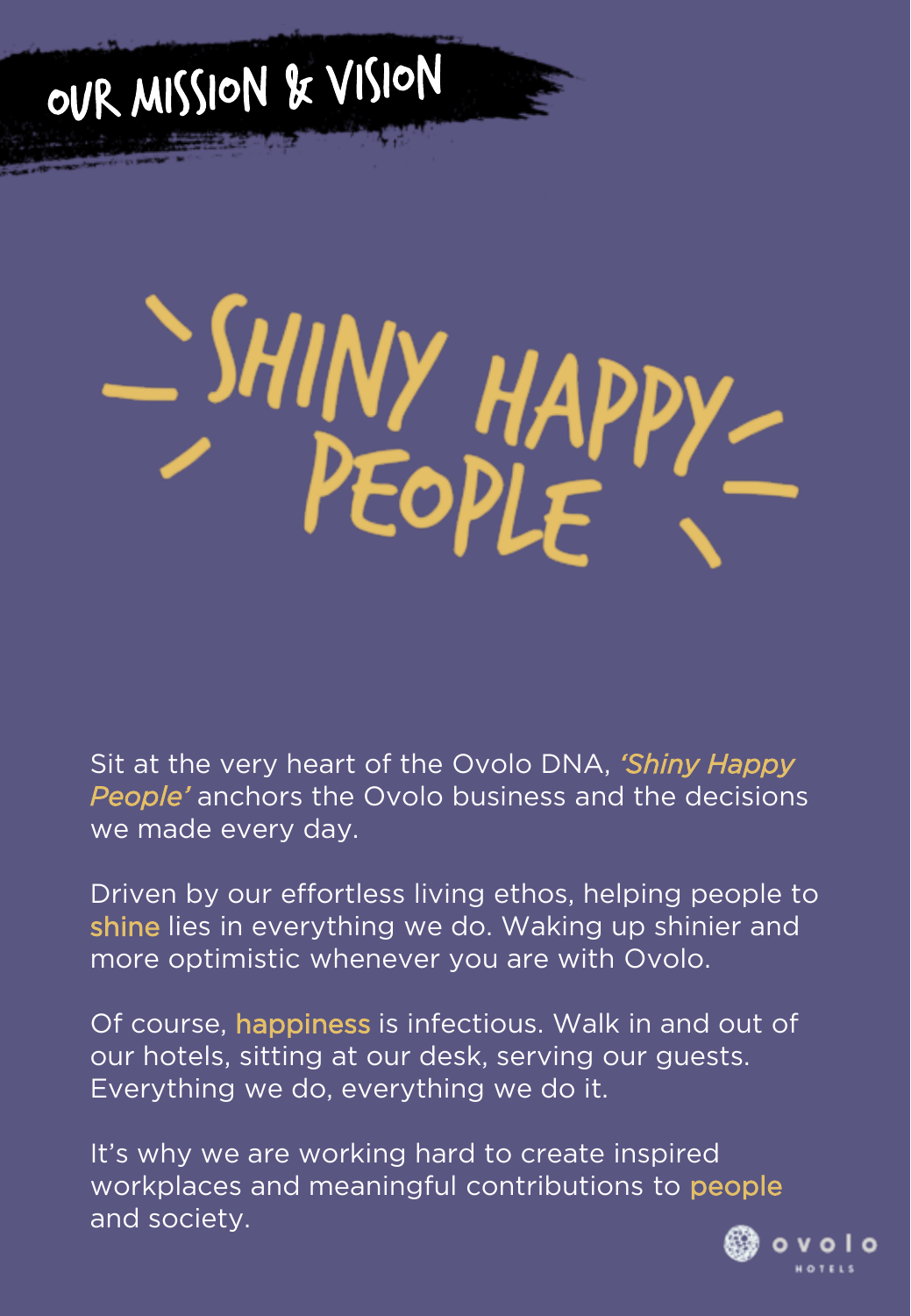# OUR MISSION & VISION

## SHINY HAPPY PEOPLE

Sit at the very heart of the Ovolo DNA, *'Shiny Happy People'* anchors the Ovolo business and the decisions we made every day.

Driven by our effortless living ethos, helping people to shine lies in everything we do. Waking up shinier and more optimistic whenever you are with Ovolo.

Of course, happiness is infectious. Walk in and out of our hotels, sitting at our desk, serving our guests. Everything we do, everything we do it.

It's why we are working hard to create inspired workplaces and meaningful contributions to people and society.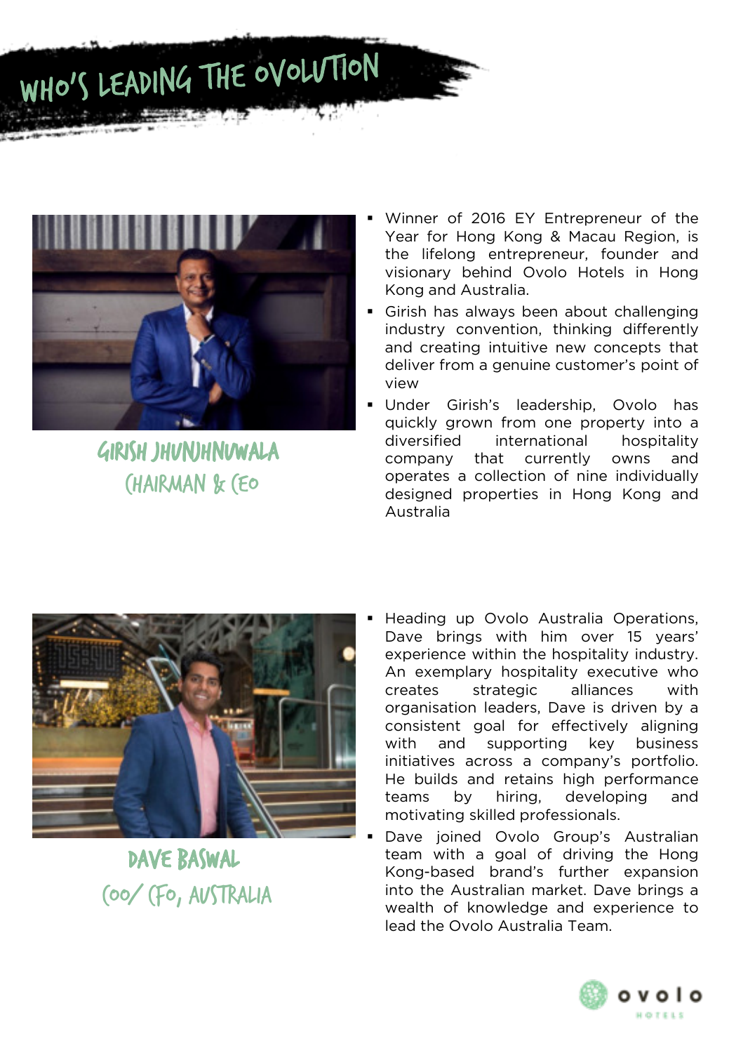# WHO'S LEADING THE OVOLUTION

## GIRISH JHUNJHNUWALA
### CHAIRMAN & CEO

- Winner of 2016 EY Entrepreneur of the Year for Hong Kong & Macau Region, is the lifelong entrepreneur, founder and visionary behind Ovolo Hotels in Hong Kong and Australia.
- Girish has always been about challenging industry convention, thinking differently and creating intuitive new concepts that deliver from a genuine customer's point of view
- Under Girish's leadership, Ovolo has quickly grown from one property into a diversified international hospitality company that currently owns and operates a collection of nine individually designed properties in Hong Kong and Australia

## DAVE BASWAL
### COO/ CFO, AUSTRALIA

- Heading up Ovolo Australia Operations, Dave brings with him over 15 years' experience within the hospitality industry. An exemplary hospitality executive who creates strategic alliances with organisation leaders, Dave is driven by a consistent goal for effectively aligning with and supporting key business initiatives across a company's portfolio. He builds and retains high performance teams by hiring, developing and motivating skilled professionals.
- Dave joined Ovolo Group's Australian team with a goal of driving the Hong Kong-based brand's further expansion into the Australian market. Dave brings a wealth of knowledge and experience to lead the Ovolo Australia Team.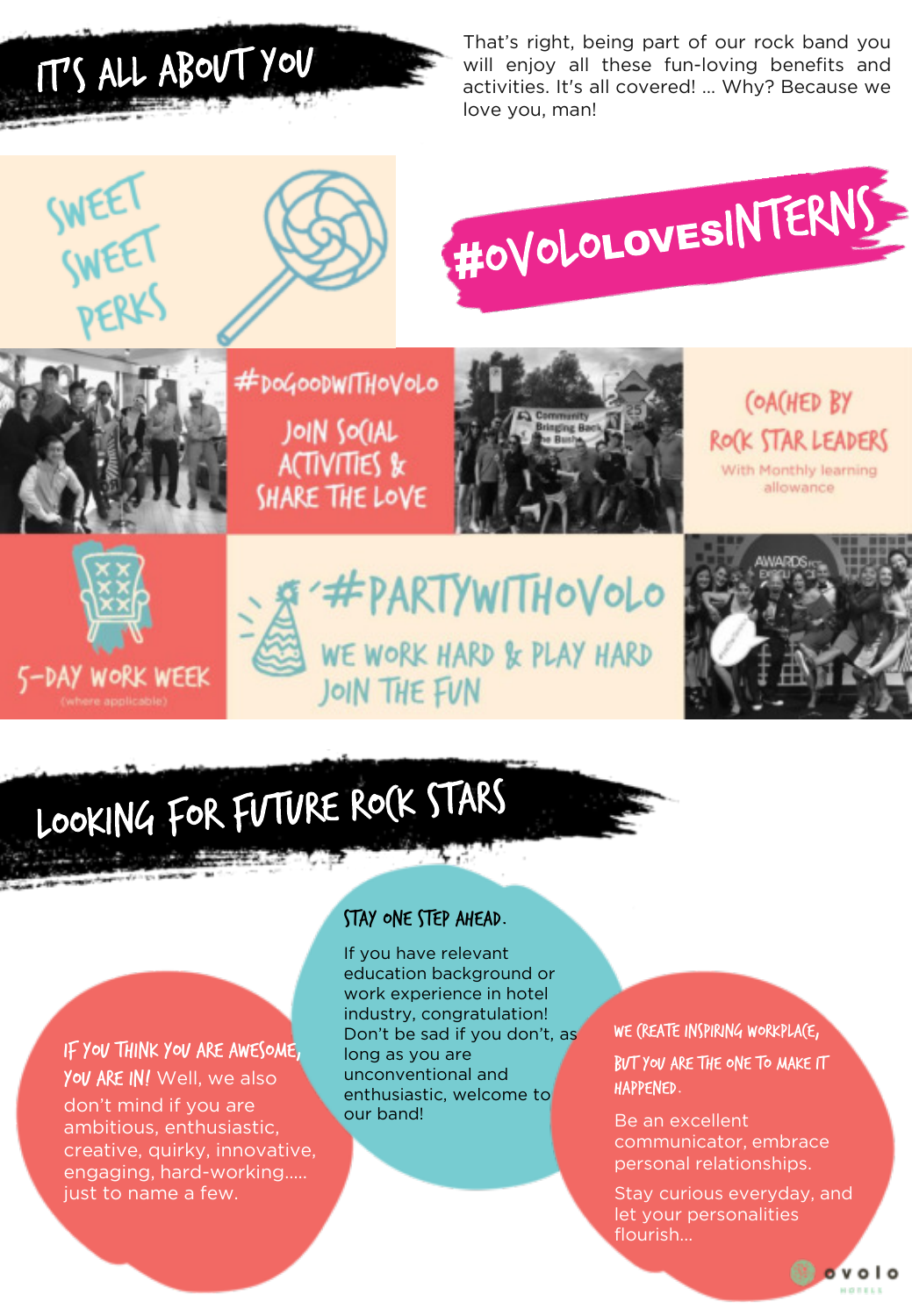# IT'S ALL ABOUT YOU

That's right, being part of our rock band you will enjoy all these fun-loving benefits and activities. It's all covered! ... Why? Because we love you, man!

## SWEET SWEET PERKS

## #OVOLOLOVESINTERNS

### #DOGOODWITHOVOLO

JOIN SOCIAL ACTIVITIES & SHARE THE LOVE

### COACHED BY ROCK STAR LEADERS

With Monthly learning allowance

### 5-DAY WORK WEEK

(where applicable)

### #PARTYWITHOVOLO

WE WORK HARD & PLAY HARD JOIN THE FUN

# LOOKING FOR FUTURE ROCK STARS

**IF YOU THINK YOU ARE AWESOME, YOU ARE IN!** Well, we also don't mind if you are ambitious, enthusiastic, creative, quirky, innovative, engaging, hard-working..... just to name a few.

### STAY ONE STEP AHEAD.

If you have relevant education background or work experience in hotel industry, congratulation! Don't be sad if you don't, as long as you are unconventional and enthusiastic, welcome to our band!

### WE CREATE INSPIRING WORKPLACE, BUT YOU ARE THE ONE TO MAKE IT HAPPENED.

Be an excellent communicator, embrace personal relationships.

Stay curious everyday, and let your personalities flourish...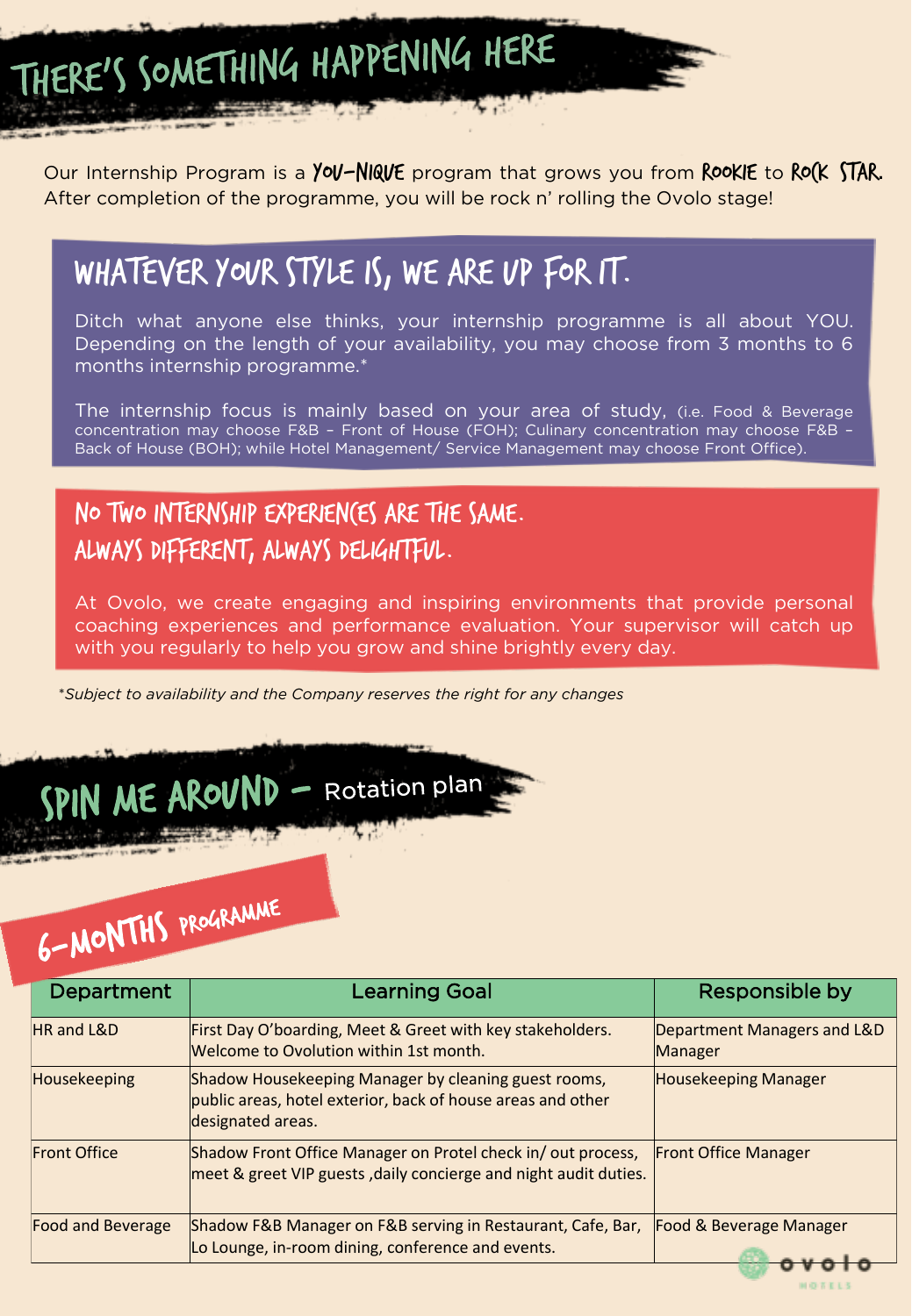# THERE'S SOMETHING HAPPENING HERE

Our Internship Program is a **YOU-NIQUE** program that grows you from **ROOKIE** to **ROCK STAR.** After completion of the programme, you will be rock n' rolling the Ovolo stage!

## WHATEVER YOUR STYLE IS, WE ARE UP FOR IT.

Ditch what anyone else thinks, your internship programme is all about YOU. Depending on the length of your availability, you may choose from 3 months to 6 months internship programme.*

The internship focus is mainly based on your area of study, (i.e. Food & Beverage concentration may choose F&B – Front of House (FOH); Culinary concentration may choose F&B – Back of House (BOH); while Hotel Management/ Service Management may choose Front Office).

## NO TWO INTERNSHIP EXPERIENCES ARE THE SAME. ALWAYS DIFFERENT, ALWAYS DELIGHTFUL.

At Ovolo, we create engaging and inspiring environments that provide personal coaching experiences and performance evaluation. Your supervisor will catch up with you regularly to help you grow and shine brightly every day.

*\*Subject to availability and the Company reserves the right for any changes*

# SPIN ME AROUND – Rotation plan

## 6-MONTHS PROGRAMME

| Department | Learning Goal | Responsible by |
|---|---|---|
| HR and L&D | First Day O'boarding, Meet & Greet with key stakeholders. Welcome to Ovolution within 1st month. | Department Managers and L&D Manager |
| Housekeeping | Shadow Housekeeping Manager by cleaning guest rooms, public areas, hotel exterior, back of house areas and other designated areas. | Housekeeping Manager |
| Front Office | Shadow Front Office Manager on Protel check in/ out process, meet & greet VIP guests ,daily concierge and night audit duties. | Front Office Manager |
| Food and Beverage | Shadow F&B Manager on F&B serving in Restaurant, Cafe, Bar, Lo Lounge, in-room dining, conference and events. | Food & Beverage Manager |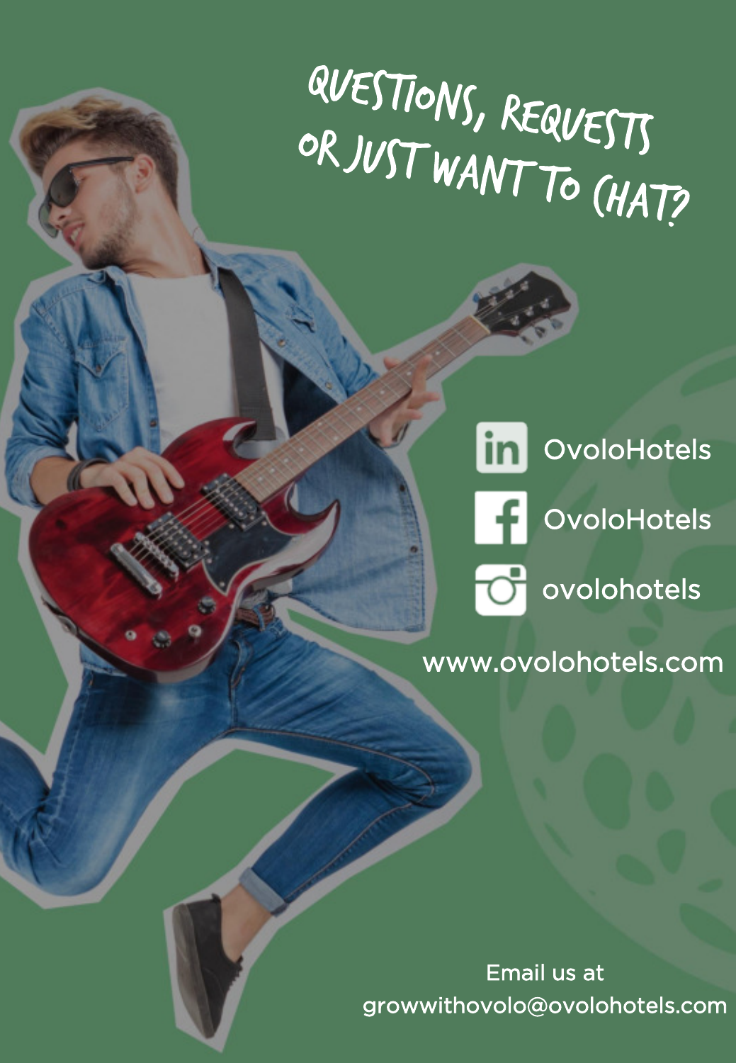# QUESTIONS, REQUESTS OR JUST WANT TO CHAT?

OvoloHotels

OvoloHotels

ovolohotels

www.ovolohotels.com

Email us at
growwithovolo@ovolohotels.com